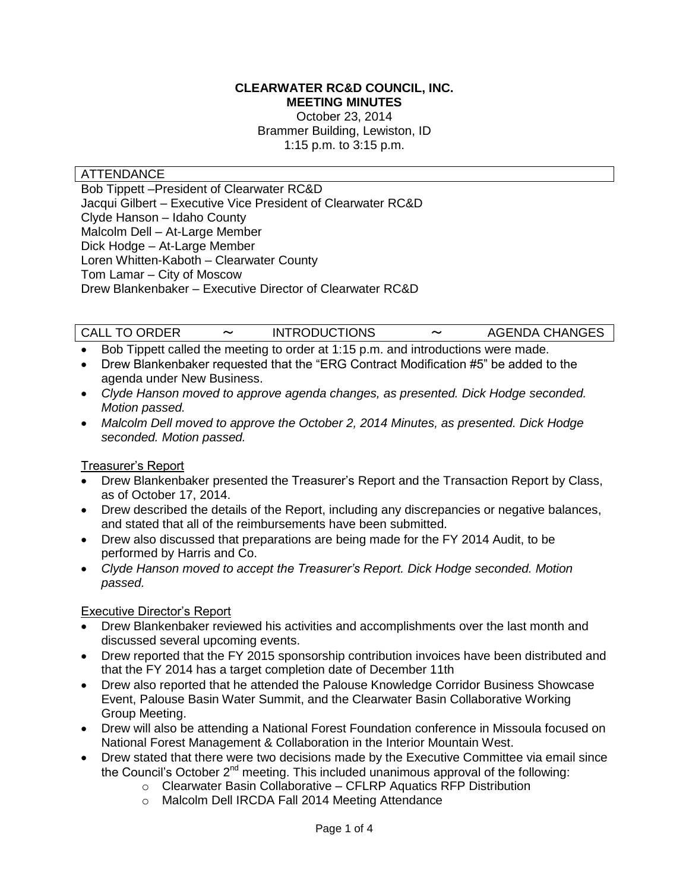**CLEARWATER RC&D COUNCIL, INC.**
**MEETING MINUTES**

October 23, 2014
Brammer Building, Lewiston, ID
1:15 p.m. to 3:15 p.m.

## ATTENDANCE

Bob Tippett –President of Clearwater RC&D
Jacqui Gilbert – Executive Vice President of Clearwater RC&D
Clyde Hanson – Idaho County
Malcolm Dell – At-Large Member
Dick Hodge – At-Large Member
Loren Whitten-Kaboth – Clearwater County
Tom Lamar – City of Moscow
Drew Blankenbaker – Executive Director of Clearwater RC&D

## CALL TO ORDER ~ INTRODUCTIONS ~ AGENDA CHANGES

- Bob Tippett called the meeting to order at 1:15 p.m. and introductions were made.
- Drew Blankenbaker requested that the "ERG Contract Modification #5" be added to the agenda under New Business.
- *Clyde Hanson moved to approve agenda changes, as presented. Dick Hodge seconded. Motion passed.*
- *Malcolm Dell moved to approve the October 2, 2014 Minutes, as presented. Dick Hodge seconded. Motion passed.*

### Treasurer's Report

- Drew Blankenbaker presented the Treasurer's Report and the Transaction Report by Class, as of October 17, 2014.
- Drew described the details of the Report, including any discrepancies or negative balances, and stated that all of the reimbursements have been submitted.
- Drew also discussed that preparations are being made for the FY 2014 Audit, to be performed by Harris and Co.
- *Clyde Hanson moved to accept the Treasurer's Report. Dick Hodge seconded. Motion passed.*

### Executive Director's Report

- Drew Blankenbaker reviewed his activities and accomplishments over the last month and discussed several upcoming events.
- Drew reported that the FY 2015 sponsorship contribution invoices have been distributed and that the FY 2014 has a target completion date of December 11th
- Drew also reported that he attended the Palouse Knowledge Corridor Business Showcase Event, Palouse Basin Water Summit, and the Clearwater Basin Collaborative Working Group Meeting.
- Drew will also be attending a National Forest Foundation conference in Missoula focused on National Forest Management & Collaboration in the Interior Mountain West.
- Drew stated that there were two decisions made by the Executive Committee via email since the Council's October 2nd meeting. This included unanimous approval of the following:
  - Clearwater Basin Collaborative – CFLRP Aquatics RFP Distribution
  - Malcolm Dell IRCDA Fall 2014 Meeting Attendance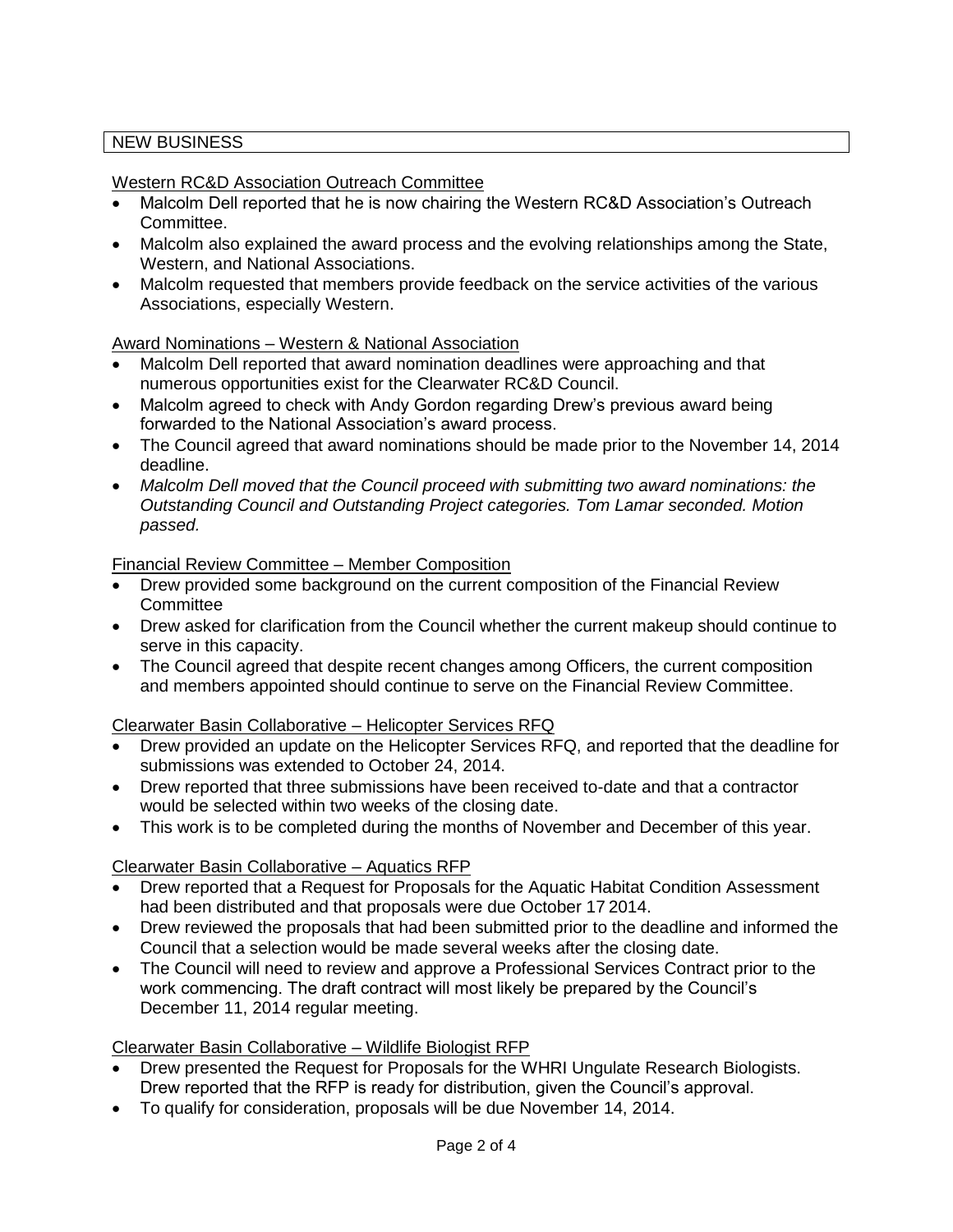## NEW BUSINESS

Western RC&D Association Outreach Committee

- Malcolm Dell reported that he is now chairing the Western RC&D Association's Outreach Committee.
- Malcolm also explained the award process and the evolving relationships among the State, Western, and National Associations.
- Malcolm requested that members provide feedback on the service activities of the various Associations, especially Western.

Award Nominations – Western & National Association

- Malcolm Dell reported that award nomination deadlines were approaching and that numerous opportunities exist for the Clearwater RC&D Council.
- Malcolm agreed to check with Andy Gordon regarding Drew's previous award being forwarded to the National Association's award process.
- The Council agreed that award nominations should be made prior to the November 14, 2014 deadline.
- *Malcolm Dell moved that the Council proceed with submitting two award nominations: the Outstanding Council and Outstanding Project categories. Tom Lamar seconded. Motion passed.*

Financial Review Committee – Member Composition

- Drew provided some background on the current composition of the Financial Review Committee
- Drew asked for clarification from the Council whether the current makeup should continue to serve in this capacity.
- The Council agreed that despite recent changes among Officers, the current composition and members appointed should continue to serve on the Financial Review Committee.

Clearwater Basin Collaborative – Helicopter Services RFQ

- Drew provided an update on the Helicopter Services RFQ, and reported that the deadline for submissions was extended to October 24, 2014.
- Drew reported that three submissions have been received to-date and that a contractor would be selected within two weeks of the closing date.
- This work is to be completed during the months of November and December of this year.

Clearwater Basin Collaborative – Aquatics RFP

- Drew reported that a Request for Proposals for the Aquatic Habitat Condition Assessment had been distributed and that proposals were due October 17 2014.
- Drew reviewed the proposals that had been submitted prior to the deadline and informed the Council that a selection would be made several weeks after the closing date.
- The Council will need to review and approve a Professional Services Contract prior to the work commencing. The draft contract will most likely be prepared by the Council's December 11, 2014 regular meeting.

Clearwater Basin Collaborative – Wildlife Biologist RFP

- Drew presented the Request for Proposals for the WHRI Ungulate Research Biologists. Drew reported that the RFP is ready for distribution, given the Council's approval.
- To qualify for consideration, proposals will be due November 14, 2014.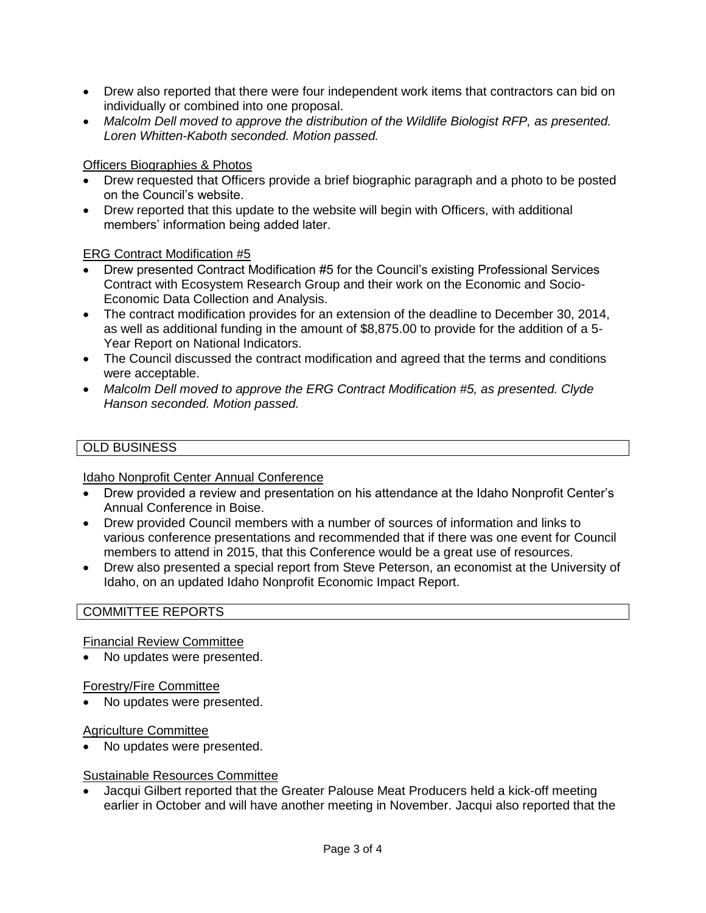- Drew also reported that there were four independent work items that contractors can bid on individually or combined into one proposal.
- *Malcolm Dell moved to approve the distribution of the Wildlife Biologist RFP, as presented. Loren Whitten-Kaboth seconded. Motion passed.*

<u>Officers Biographies & Photos</u>

- Drew requested that Officers provide a brief biographic paragraph and a photo to be posted on the Council's website.
- Drew reported that this update to the website will begin with Officers, with additional members' information being added later.

<u>ERG Contract Modification #5</u>

- Drew presented Contract Modification #5 for the Council's existing Professional Services Contract with Ecosystem Research Group and their work on the Economic and Socio-Economic Data Collection and Analysis.
- The contract modification provides for an extension of the deadline to December 30, 2014, as well as additional funding in the amount of $8,875.00 to provide for the addition of a 5-Year Report on National Indicators.
- The Council discussed the contract modification and agreed that the terms and conditions were acceptable.
- *Malcolm Dell moved to approve the ERG Contract Modification #5, as presented. Clyde Hanson seconded. Motion passed.*

## OLD BUSINESS

<u>Idaho Nonprofit Center Annual Conference</u>

- Drew provided a review and presentation on his attendance at the Idaho Nonprofit Center's Annual Conference in Boise.
- Drew provided Council members with a number of sources of information and links to various conference presentations and recommended that if there was one event for Council members to attend in 2015, that this Conference would be a great use of resources.
- Drew also presented a special report from Steve Peterson, an economist at the University of Idaho, on an updated Idaho Nonprofit Economic Impact Report.

## COMMITTEE REPORTS

<u>Financial Review Committee</u>

- No updates were presented.

<u>Forestry/Fire Committee</u>

- No updates were presented.

<u>Agriculture Committee</u>

- No updates were presented.

<u>Sustainable Resources Committee</u>

- Jacqui Gilbert reported that the Greater Palouse Meat Producers held a kick-off meeting earlier in October and will have another meeting in November. Jacqui also reported that the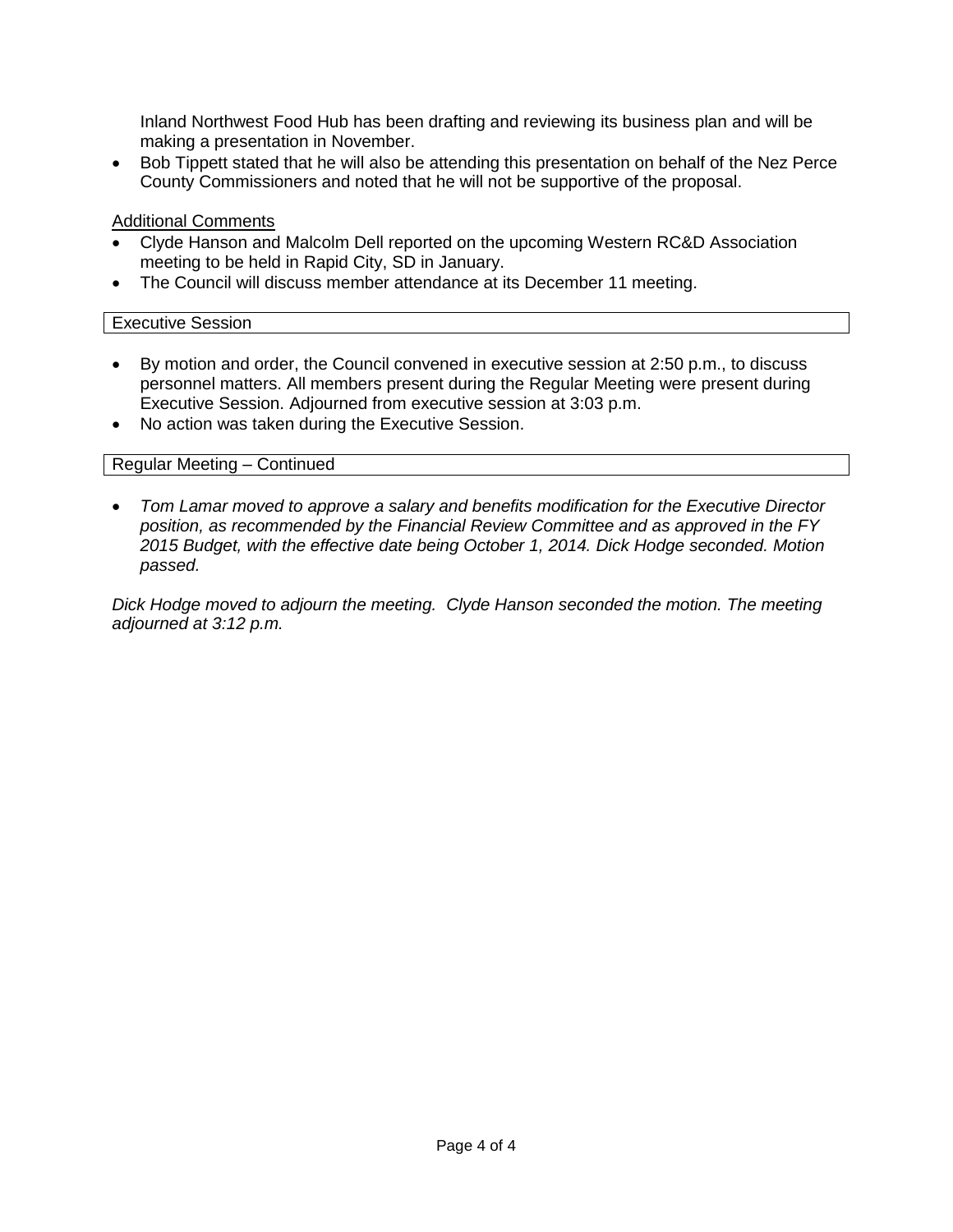Inland Northwest Food Hub has been drafting and reviewing its business plan and will be making a presentation in November.

- Bob Tippett stated that he will also be attending this presentation on behalf of the Nez Perce County Commissioners and noted that he will not be supportive of the proposal.

Additional Comments

- Clyde Hanson and Malcolm Dell reported on the upcoming Western RC&D Association meeting to be held in Rapid City, SD in January.
- The Council will discuss member attendance at its December 11 meeting.

## Executive Session

- By motion and order, the Council convened in executive session at 2:50 p.m., to discuss personnel matters. All members present during the Regular Meeting were present during Executive Session. Adjourned from executive session at 3:03 p.m.
- No action was taken during the Executive Session.

## Regular Meeting – Continued

- *Tom Lamar moved to approve a salary and benefits modification for the Executive Director position, as recommended by the Financial Review Committee and as approved in the FY 2015 Budget, with the effective date being October 1, 2014. Dick Hodge seconded. Motion passed.*

*Dick Hodge moved to adjourn the meeting. Clyde Hanson seconded the motion. The meeting adjourned at 3:12 p.m.*